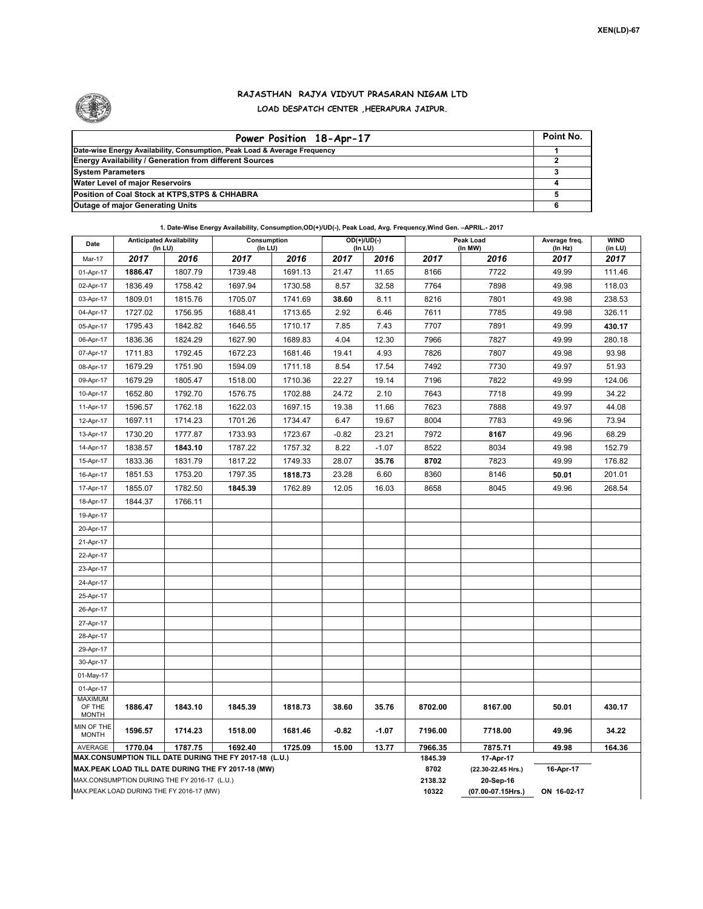XEN(LD)-67

# RAJASTHAN RAJYA VIDYUT PRASARAN NIGAM LTD

## LOAD DESPATCH CENTER ,HEERAPURA JAIPUR.

| Power Position 18-Apr-17 | Point No. |
|---|---|
| Date-wise Energy Availability, Consumption, Peak Load & Average Frequency | 1 |
| Energy Availability / Generation from different Sources | 2 |
| System Parameters | 3 |
| Water Level of major Reservoirs | 4 |
| Position of Coal Stock at KTPS,STPS & CHHABRA | 5 |
| Outage of major Generating Units | 6 |

**1. Date-Wise Energy Availability, Consumption,OD(+)/UD(-), Peak Load, Avg. Frequency,Wind Gen. –APRIL.- 2017**

| Date | Anticipated Availability (In LU) | | Consumption (In LU) | | OD(+)/UD(-) (In LU) | | Peak Load (In MW) | | Average freq. (In Hz) | WIND (in LU) |
|---|---|---|---|---|---|---|---|---|---|---|
| Mar-17 | 2017 | 2016 | 2017 | 2016 | 2017 | 2016 | 2017 | 2016 | 2017 | 2017 |
| 01-Apr-17 | 1886.47 | 1807.79 | 1739.48 | 1691.13 | 21.47 | 11.65 | 8166 | 7722 | 49.99 | 111.46 |
| 02-Apr-17 | 1836.49 | 1758.42 | 1697.94 | 1730.58 | 8.57 | 32.58 | 7764 | 7898 | 49.98 | 118.03 |
| 03-Apr-17 | 1809.01 | 1815.76 | 1705.07 | 1741.69 | 38.60 | 8.11 | 8216 | 7801 | 49.98 | 238.53 |
| 04-Apr-17 | 1727.02 | 1756.95 | 1688.41 | 1713.65 | 2.92 | 6.46 | 7611 | 7785 | 49.98 | 326.11 |
| 05-Apr-17 | 1795.43 | 1842.82 | 1646.55 | 1710.17 | 7.85 | 7.43 | 7707 | 7891 | 49.99 | 430.17 |
| 06-Apr-17 | 1836.36 | 1824.29 | 1627.90 | 1689.83 | 4.04 | 12.30 | 7966 | 7827 | 49.99 | 280.18 |
| 07-Apr-17 | 1711.83 | 1792.45 | 1672.23 | 1681.46 | 19.41 | 4.93 | 7826 | 7807 | 49.98 | 93.98 |
| 08-Apr-17 | 1679.29 | 1751.90 | 1594.09 | 1711.18 | 8.54 | 17.54 | 7492 | 7730 | 49.97 | 51.93 |
| 09-Apr-17 | 1679.29 | 1805.47 | 1518.00 | 1710.36 | 22.27 | 19.14 | 7196 | 7822 | 49.99 | 124.06 |
| 10-Apr-17 | 1652.80 | 1792.70 | 1576.75 | 1702.88 | 24.72 | 2.10 | 7643 | 7718 | 49.99 | 34.22 |
| 11-Apr-17 | 1596.57 | 1762.18 | 1622.03 | 1697.15 | 19.38 | 11.66 | 7623 | 7888 | 49.97 | 44.08 |
| 12-Apr-17 | 1697.11 | 1714.23 | 1701.26 | 1734.47 | 6.47 | 19.67 | 8004 | 7783 | 49.96 | 73.94 |
| 13-Apr-17 | 1730.20 | 1777.87 | 1733.93 | 1723.67 | -0.82 | 23.21 | 7972 | 8167 | 49.96 | 68.29 |
| 14-Apr-17 | 1838.57 | 1843.10 | 1787.22 | 1757.32 | 8.22 | -1.07 | 8522 | 8034 | 49.98 | 152.79 |
| 15-Apr-17 | 1833.36 | 1831.79 | 1817.22 | 1749.33 | 28.07 | 35.76 | 8702 | 7823 | 49.99 | 176.82 |
| 16-Apr-17 | 1851.53 | 1753.20 | 1797.35 | 1818.73 | 23.28 | 6.60 | 8360 | 8146 | 50.01 | 201.01 |
| 17-Apr-17 | 1855.07 | 1782.50 | 1845.39 | 1762.89 | 12.05 | 16.03 | 8658 | 8045 | 49.96 | 268.54 |
| 18-Apr-17 | 1844.37 | 1766.11 | | | | | | | | |
| 19-Apr-17 | | | | | | | | | | |
| 20-Apr-17 | | | | | | | | | | |
| 21-Apr-17 | | | | | | | | | | |
| 22-Apr-17 | | | | | | | | | | |
| 23-Apr-17 | | | | | | | | | | |
| 24-Apr-17 | | | | | | | | | | |
| 25-Apr-17 | | | | | | | | | | |
| 26-Apr-17 | | | | | | | | | | |
| 27-Apr-17 | | | | | | | | | | |
| 28-Apr-17 | | | | | | | | | | |
| 29-Apr-17 | | | | | | | | | | |
| 30-Apr-17 | | | | | | | | | | |
| 01-May-17 | | | | | | | | | | |
| 01-Apr-17 | | | | | | | | | | |
| MAXIMUM OF THE MONTH | 1886.47 | 1843.10 | 1845.39 | 1818.73 | 38.60 | 35.76 | 8702.00 | 8167.00 | 50.01 | 430.17 |
| MIN OF THE MONTH | 1596.57 | 1714.23 | 1518.00 | 1681.46 | -0.82 | -1.07 | 7196.00 | 7718.00 | 49.96 | 34.22 |
| AVERAGE | 1770.04 | 1787.75 | 1692.40 | 1725.09 | 15.00 | 13.77 | 7966.35 | 7875.71 | 49.98 | 164.36 |

| | | | |
|---|---|---|---|
| MAX.CONSUMPTION TILL DATE DURING THE FY 2017-18 (L.U.) | 1845.39 | 17-Apr-17 | |
| MAX.PEAK LOAD TILL DATE DURING THE FY 2017-18 (MW) | 8702 | (22.30-22.45 Hrs.) | 16-Apr-17 |
| MAX.CONSUMPTION DURING THE FY 2016-17 (L.U.) | 2138.32 | 20-Sep-16 | |
| MAX.PEAK LOAD DURING THE FY 2016-17 (MW) | 10322 | (07.00-07.15Hrs.) | ON 16-02-17 |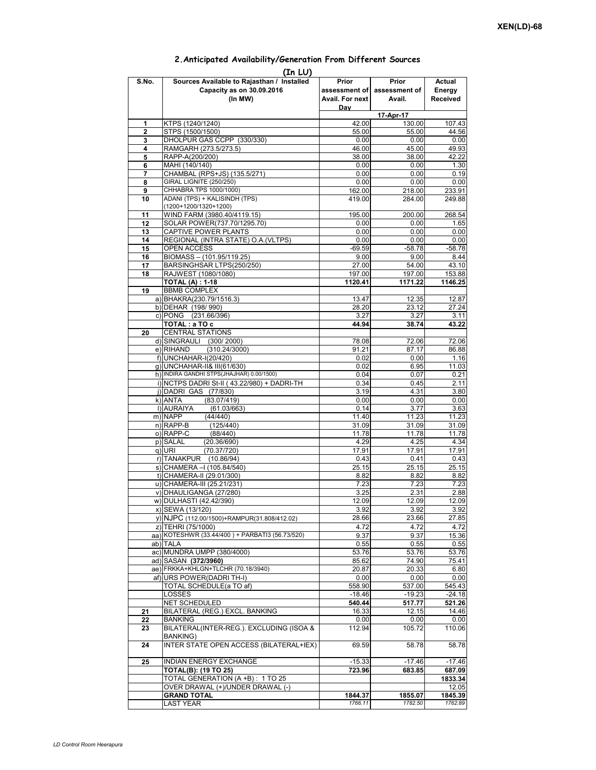XEN(LD)-68

## 2.Anticipated Availability/Generation From Different Sources

**(In LU)**

| S.No. | Sources Available to Rajasthan / Installed Capacity as on 30.09.2016 (In MW) | Prior assessment of Avail. For next Day | Prior assessment of Avail. | Actual Energy Received |
|---|---|---|---|---|
| | | 17-Apr-17 | | |
| 1 | KTPS (1240/1240) | 42.00 | 130.00 | 107.43 |
| 2 | STPS (1500/1500) | 55.00 | 55.00 | 44.56 |
| 3 | DHOLPUR GAS CCPP (330/330) | 0.00 | 0.00 | 0.00 |
| 4 | RAMGARH (273.5/273.5) | 46.00 | 45.00 | 49.93 |
| 5 | RAPP-A(200/200) | 38.00 | 38.00 | 42.22 |
| 6 | MAHI (140/140) | 0.00 | 0.00 | 1.30 |
| 7 | CHAMBAL (RPS+JS) (135.5/271) | 0.00 | 0.00 | 0.19 |
| 8 | GIRAL LIGNITE (250/250) | 0.00 | 0.00 | 0.00 |
| 9 | CHHABRA TPS 1000/1000) | 162.00 | 218.00 | 233.91 |
| 10 | ADANI (TPS) + KALISINDH (TPS) (1200+1200/1320+1200) | 419.00 | 284.00 | 249.88 |
| 11 | WIND FARM (3980.40/4119.15) | 195.00 | 200.00 | 268.54 |
| 12 | SOLAR POWER(737.70/1295.70) | 0.00 | 0.00 | 1.65 |
| 13 | CAPTIVE POWER PLANTS | 0.00 | 0.00 | 0.00 |
| 14 | REGIONAL (INTRA STATE) O.A.(VLTPS) | 0.00 | 0.00 | 0.00 |
| 15 | OPEN ACCESS | -69.59 | -58.78 | -58.78 |
| 16 | BIOMASS – (101.95/119.25) | 9.00 | 9.00 | 8.44 |
| 17 | BARSINGHSAR LTPS(250/250) | 27.00 | 54.00 | 43.10 |
| 18 | RAJWEST (1080/1080) | 197.00 | 197.00 | 153.88 |
| | **TOTAL (A) : 1-18** | **1120.41** | **1171.22** | **1146.25** |
| 19 | BBMB COMPLEX | | | |
| | a) BHAKRA(230.79/1516.3) | 13.47 | 12.35 | 12.87 |
| | b) DEHAR (198/ 990) | 28.20 | 23.12 | 27.24 |
| | c) PONG (231.66/396) | 3.27 | 3.27 | 3.11 |
| | **TOTAL : a TO c** | **44.94** | **38.74** | **43.22** |
| 20 | CENTRAL STATIONS | | | |
| | d) SINGRAULI (300/ 2000) | 78.08 | 72.06 | 72.06 |
| | e) RIHAND (310.24/3000) | 91.21 | 87.17 | 86.88 |
| | f) UNCHAHAR-I(20/420) | 0.02 | 0.00 | 1.16 |
| | g) UNCHAHAR-II& III(61/630) | 0.02 | 6.95 | 11.03 |
| | h) INDIRA GANDHI STPS(JHAJHAR) 0.00/1500) | 0.04 | 0.07 | 0.21 |
| | i) NCTPS DADRI St-II ( 43.22/980) + DADRI-TH | 0.34 | 0.45 | 2.11 |
| | j) DADRI GAS (77/830) | 3.19 | 4.31 | 3.80 |
| | k) ANTA (83.07/419) | 0.00 | 0.00 | 0.00 |
| | l) AURAIYA (61.03/663) | 0.14 | 3.77 | 3.63 |
| | m) NAPP (44/440) | 11.40 | 11.23 | 11.23 |
| | n) RAPP-B (125/440) | 31.09 | 31.09 | 31.09 |
| | o) RAPP-C (88/440) | 11.78 | 11.78 | 11.78 |
| | p) SALAL (20.36/690) | 4.29 | 4.25 | 4.34 |
| | q) URI (70.37/720) | 17.91 | 17.91 | 17.91 |
| | r) TANAKPUR (10.86/94) | 0.43 | 0.41 | 0.43 |
| | s) CHAMERA –I (105.84/540) | 25.15 | 25.15 | 25.15 |
| | t) CHAMERA-II (29.01/300) | 8.82 | 8.82 | 8.82 |
| | u) CHAMERA-III (25.21/231) | 7.23 | 7.23 | 7.23 |
| | v) DHAULIGANGA (27/280) | 3.25 | 2.31 | 2.88 |
| | w) DULHASTI (42.42/390) | 12.09 | 12.09 | 12.09 |
| | x) SEWA (13/120) | 3.92 | 3.92 | 3.92 |
| | y) NJPC (112.00/1500)+RAMPUR(31.808/412.02) | 28.66 | 23.66 | 27.85 |
| | z) TEHRI (75/1000) | 4.72 | 4.72 | 4.72 |
| | aa) KOTESHWR (33.44/400 ) + PARBATI3 (56.73/520) | 9.37 | 9.37 | 15.36 |
| | ab) TALA | 0.55 | 0.55 | 0.55 |
| | ac) MUNDRA UMPP (380/4000) | 53.76 | 53.76 | 53.76 |
| | ad) SASAN **(372/3960)** | 85.62 | 74.90 | 75.41 |
| | ae) FRKKA+KHLGN+TLCHR (70.18/3940) | 20.87 | 20.33 | 6.80 |
| | af) URS POWER(DADRI TH-I) | 0.00 | 0.00 | 0.00 |
| | TOTAL SCHEDULE(a TO af) | 558.90 | 537.00 | 545.43 |
| | LOSSES | -18.46 | -19.23 | -24.18 |
| | NET SCHEDULED | **540.44** | **517.77** | **521.26** |
| 21 | BILATERAL (REG.) EXCL. BANKING | 16.33 | 12.15 | 14.46 |
| 22 | BANKING | 0.00 | 0.00 | 0.00 |
| 23 | BILATERAL(INTER-REG.). EXCLUDING (ISOA & BANKING) | 112.94 | 105.72 | 110.06 |
| 24 | INTER STATE OPEN ACCESS (BILATERAL+IEX) | 69.59 | 58.78 | 58.78 |
| 25 | INDIAN ENERGY EXCHANGE | -15.33 | -17.46 | -17.46 |
| | **TOTAL(B): (19 TO 25)** | **723.96** | **683.85** | **687.09** |
| | TOTAL GENERATION (A +B) : 1 TO 25 | | | **1833.34** |
| | OVER DRAWAL (+)/UNDER DRAWAL (-) | | | 12.05 |
| | **GRAND TOTAL** | **1844.37** | **1855.07** | **1845.39** |
| | LAST YEAR | *1766.11* | *1782.50* | *1762.89* |

*LD Control Room Heerapura*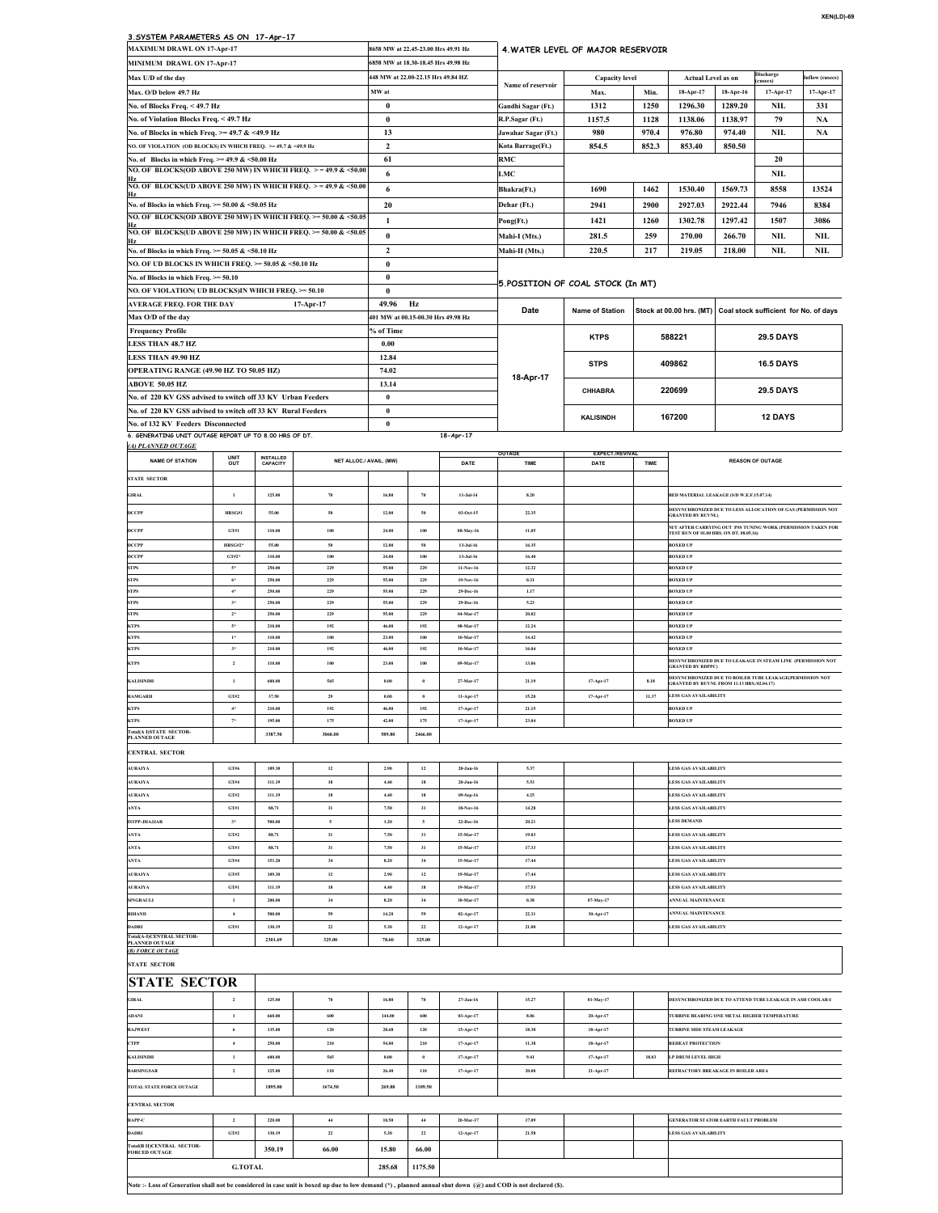### 3.SYSTEM PARAMETERS AS ON 17-Apr-17

| | |
|---|---|
| MAXIMUM DRAWL ON 17-Apr-17 | 8658 MW at 22.45-23.00 Hrs 49.91 Hz |
| MINIMUM DRAWL ON 17-Apr-17 | 6858 MW at 18.30-18.45 Hrs 49.98 Hz |
| Max U/D of the day | 448 MW at 22.00-22.15 Hrs 49.84 HZ |
| Max. O/D below 49.7 Hz | MW at |
| No. of Blocks Freq. < 49.7 Hz | 0 |
| No. of Violation Blocks Freq. < 49.7 Hz | 0 |
| No. of Blocks in which Freq. >= 49.7 & <49.9 Hz | 13 |
| NO. OF VIOLATION (OD BLOCKS) IN WHICH FREQ. >= 49.7 & <49.9 HZ | 2 |
| No. of Blocks in which Freq. >= 49.9 & <50.00 Hz | 61 |
| NO. OF BLOCKS(OD ABOVE 250 MW) IN WHICH FREQ. > = 49.9 & <50.00 Hz | 6 |
| NO. OF BLOCKS(UD ABOVE 250 MW) IN WHICH FREQ. > = 49.9 & <50.00 Hz | 6 |
| No. of Blocks in which Freq. >= 50.00 & <50.05 Hz | 20 |
| NO. OF BLOCKS(OD ABOVE 250 MW) IN WHICH FREQ. >= 50.00 & <50.05 Hz | 1 |
| NO. OF BLOCKS(UD ABOVE 250 MW) IN WHICH FREQ. >= 50.00 & <50.05 Hz | 0 |
| No. of Blocks in which Freq. >= 50.05 & <50.10 Hz | 2 |
| NO. OF UD BLOCKS IN WHICH FREQ. >= 50.05 & <50.10 Hz | 0 |
| No. of Blocks in which Freq. >= 50.10 | 0 |
| NO. OF VIOLATION( UD BLOCKS)IN WHICH FREQ. >= 50.10 | 0 |
| AVERAGE FREQ. FOR THE DAY 17-Apr-17 | 49.96 Hz |
| Max O/D of the day | 401 MW at 00.15-00.30 Hrs 49.98 Hz |
| Frequency Profile | % of Time |
| LESS THAN 48.7 HZ | 0.00 |
| LESS THAN 49.90 HZ | 12.84 |
| OPERATING RANGE (49.90 HZ TO 50.05 HZ) | 74.02 |
| ABOVE 50.05 HZ | 13.14 |
| No. of 220 KV GSS advised to switch off 33 KV Urban Feeders | 0 |
| No. of 220 KV GSS advised to switch off 33 KV Rural Feeders | 0 |
| No. of 132 KV Feeders Disconnected | 0 |

### 4.WATER LEVEL OF MAJOR RESERVOIR

| Name of reservoir | Capacity level | | Actual Level as on | | Discharge (cusecs) | Inflow (cusecs) |
|---|---|---|---|---|---|---|
| | Max. | Min. | 18-Apr-17 | 18-Apr-16 | 17-Apr-17 | 17-Apr-17 |
| Gandhi Sagar (Ft.) | 1312 | 1250 | 1296.30 | 1289.20 | NIL | 331 |
| R.P.Sagar (Ft.) | 1157.5 | 1128 | 1138.06 | 1138.97 | 79 | NA |
| Jawahar Sagar (Ft.) | 980 | 970.4 | 976.80 | 974.40 | NIL | NA |
| Kota Barrage(Ft.) | 854.5 | 852.3 | 853.40 | 850.50 | | |
| RMC | | | | | 20 | |
| LMC | | | | | NIL | |
| Bhakra(Ft.) | 1690 | 1462 | 1530.40 | 1569.73 | 8558 | 13524 |
| Dehar (Ft.) | 2941 | 2900 | 2927.03 | 2922.44 | 7946 | 8384 |
| Pong(Ft.) | 1421 | 1260 | 1302.78 | 1297.42 | 1507 | 3086 |
| Mahi-I (Mts.) | 281.5 | 259 | 270.00 | 266.70 | NIL | NIL |
| Mahi-II (Mts.) | 220.5 | 217 | 219.05 | 218.00 | NIL | NIL |

### 5.POSITION OF COAL STOCK (In MT)

| Date | Name of Station | Stock at 00.00 hrs. (MT) | Coal stock sufficient for No. of days |
|---|---|---|---|
| 18-Apr-17 | KTPS | 588221 | 29.5 DAYS |
| | STPS | 409862 | 16.5 DAYS |
| | CHHABRA | 220699 | 29.5 DAYS |
| | KALISINDH | 167200 | 12 DAYS |

### 6. GENERATING UNIT OUTAGE REPORT UP TO 8.00 HRS OF DT. 18-Apr-17

*(A) PLANNED OUTAGE*

| NAME OF STATION | UNIT OUT | INSTALLED CAPACITY | NET ALLOC./ AVAIL. (MW) | | | OUTAGE DATE | OUTAGE TIME | EXPECT./REVIVAL DATE | EXPECT./REVIVAL TIME | REASON OF OUTAGE |
|---|---|---|---|---|---|---|---|---|---|---|
| STATE SECTOR | | | | | | | | | | |
| GIRAL | 1 | 125.00 | 70 | 16.80 | 70 | 11-Jul-14 | 8.20 | | | BED MATERIAL LEAKAGE (S/D W.E.F.15.07.14) |
| DCCPP | HRSG#1 | 55.00 | 50 | 12.00 | 50 | 03-Oct-15 | 22.35 | | | DESYNCHRONIZED DUE TO LESS ALLOCATION OF GAS (PERMISSION NOT GRANTED BY RUVNL) |
| DCCPP | GT#1 | 110.00 | 100 | 24.00 | 100 | 08-May-16 | 11.05 | | | S/T AFTER CARRYING OUT PSS TUNING WORK (PERMISSION TAKEN FOR TEST RUN OF 01.00 HRS. ON DT. 08.05.16) |
| DCCPP | HRSG#2* | 55.00 | 50 | 12.00 | 50 | 13-Jul-16 | 16.35 | | | BOXED UP |
| DCCPP | GT#2* | 110.00 | 100 | 24.00 | 100 | 13-Jul-16 | 16.40 | | | BOXED UP |
| STPS | 5* | 250.00 | 229 | 55.00 | 229 | 11-Nov-16 | 12.32 | | | BOXED UP |
| STPS | 6* | 250.00 | 229 | 55.00 | 229 | 19-Nov-16 | 0.31 | | | BOXED UP |
| STPS | 4* | 250.00 | 229 | 55.00 | 229 | 29-Dec-16 | 1.17 | | | BOXED UP |
| STPS | 3* | 250.00 | 229 | 55.00 | 229 | 29-Dec-16 | 5.23 | | | BOXED UP |
| STPS | 2* | 250.00 | 229 | 55.00 | 229 | 04-Mar-17 | 20.02 | | | BOXED UP |
| KTPS | 5* | 210.00 | 192 | 46.00 | 192 | 08-Mar-17 | 12.24 | | | BOXED UP |
| KTPS | 1* | 110.00 | 100 | 23.00 | 100 | 10-Mar-17 | 14.42 | | | BOXED UP |
| KTPS | 3* | 210.00 | 192 | 46.00 | 192 | 10-Mar-17 | 16.04 | | | BOXED UP |
| KTPS | 2 | 110.00 | 100 | 23.00 | 100 | 09-Mar-17 | 13.06 | | | DESYNCHRONIZED DUE TO LEAKAGE IN STEAM LINE (PERMISSION NOT GRANTED BY RDPPC) |
| KALISINDH | 1 | 600.00 | 565 | 0.00 | 0 | 27-Mar-17 | 21.19 | 17-Apr-17 | 8.18 | DESYNCHRONIZED DUE TO BOILER TUBE LEAKAGE(PERMISSION NOT GRANTED BY RUVNL FROM 11.13 HRS.02.04.17) |
| RAMGARH | GT#2 | 37.50 | 29 | 0.00 | 0 | 11-Apr-17 | 15.20 | 17-Apr-17 | 11.37 | LESS GAS AVAILABILITY |
| KTPS | 4* | 210.00 | 192 | 46.00 | 192 | 17-Apr-17 | 21.15 | | | BOXED UP |
| KTPS | 7* | 195.00 | 175 | 42.00 | 175 | 17-Apr-17 | 23.04 | | | BOXED UP |
| Total(A I)STATE SECTOR-PLANNED OUTAGE | | 3387.50 | 3060.00 | 589.80 | 2466.00 | | | | | |
| CENTRAL SECTOR | | | | | | | | | | |
| AURAIYA | GT#6 | 109.30 | 12 | 2.90 | 12 | 20-Jun-16 | 5.37 | | | LESS GAS AVAILABILITY |
| AURAIYA | GT#4 | 111.19 | 18 | 4.40 | 18 | 20-Jun-16 | 5.53 | | | LESS GAS AVAILABILITY |
| AURAIYA | GT#2 | 111.19 | 18 | 4.40 | 18 | 09-Sep-16 | 4.25 | | | LESS GAS AVAILABILITY |
| ANTA | GT#1 | 88.71 | 31 | 7.50 | 31 | 18-Nov-16 | 14.28 | | | LESS GAS AVAILABILITY |
| ISTPP-JHAJJAR | 3* | 500.00 | 5 | 1.20 | 5 | 22-Dec-16 | 20.21 | | | LESS DEMAND |
| ANTA | GT#2 | 88.71 | 31 | 7.50 | 31 | 15-Mar-17 | 19.03 | | | LESS GAS AVAILABILITY |
| ANTA | GT#3 | 88.71 | 31 | 7.50 | 31 | 15-Mar-17 | 17.33 | | | LESS GAS AVAILABILITY |
| ANTA | GT#4 | 153.20 | 34 | 8.20 | 34 | 15-Mar-17 | 17.44 | | | LESS GAS AVAILABILITY |
| AURAIYA | GT#5 | 109.30 | 12 | 2.90 | 12 | 19-Mar-17 | 17.44 | | | LESS GAS AVAILABILITY |
| AURAIYA | GT#1 | 111.19 | 18 | 4.40 | 18 | 19-Mar-17 | 17.53 | | | LESS GAS AVAILABILITY |
| SINGRAULI | 1 | 200.00 | 34 | 8.20 | 34 | 30-Mar-17 | 0.38 | 07-May-17 | | ANNUAL MAINTENANCE |
| RIHAND | 4 | 500.00 | 59 | 14.20 | 59 | 02-Apr-17 | 22.31 | 30-Apr-17 | | ANNUAL MAINTENANCE |
| DADRI | GT#1 | 130.19 | 22 | 5.30 | 22 | 12-Apr-17 | 21.00 | | | LESS GAS AVAILABILITY |
| Total(A-I)CENTRAL SECTOR-PLANNED OUTAGE | | 2301.69 | 325.00 | 78.60 | 325.00 | | | | | |

*(B) FORCE OUTAGE*

| NAME OF STATION | UNIT OUT | INSTALLED CAPACITY | NET ALLOC./ AVAIL. (MW) | | | OUTAGE DATE | OUTAGE TIME | EXPECT./REVIVAL DATE | EXPECT./REVIVAL TIME | REASON OF OUTAGE |
|---|---|---|---|---|---|---|---|---|---|---|
| STATE SECTOR | | | | | | | | | | |
| GIRAL | 2 | 125.00 | 70 | 16.80 | 70 | 27-Jan-16 | 15.27 | 01-May-17 | | DESYNCHRONIZED DUE TO ATTEND TUBE LEAKAGE IN ASH COOLAR-I |
| ADANI | 1 | 660.00 | 600 | 144.00 | 600 | 03-Apr-17 | 8.06 | 20-Apr-17 | | TURBINE BEARING ONE METAL HIGHER TEMPERATURE |
| RAJWEST | 6 | 135.00 | 120 | 28.68 | 120 | 15-Apr-17 | 18.30 | 18-Apr-17 | | TURBINE SIDE STEAM LEAKAGE |
| CTPP | 4 | 250.00 | 210 | 54.00 | 210 | 17-Apr-17 | 11.38 | 18-Apr-17 | | REHEAT PROTECTION |
| KALISINDH | 1 | 600.00 | 565 | 0.00 | 0 | 17-Apr-17 | 9.41 | 17-Apr-17 | 18.03 | LP DRUM LEVEL HIGH |
| BARSINGSAR | 2 | 125.00 | 110 | 26.40 | 110 | 17-Apr-17 | 20.00 | 21-Apr-17 | | REFRACTORY BREAKAGE IN BOILER AREA |
| TOTAL STATE FORCE OUTAGE | | 1895.00 | 1674.50 | 269.88 | 1109.50 | | | | | |
| CENTRAL SECTOR | | | | | | | | | | |
| RAPP-C | 2 | 220.00 | 44 | 10.50 | 44 | 20-Mar-17 | 17.09 | | | GENERATOR STATOR EARTH FAULT PROBLEM |
| DADRI | GT#2 | 130.19 | 22 | 5.30 | 22 | 12-Apr-17 | 21.58 | | | LESS GAS AVAILABILITY |
| Total(B II)CENTRAL SECTOR-FORCED OUTAGE | | 350.19 | 66.00 | 15.80 | 66.00 | | | | | |
| G.TOTAL | | | | 285.68 | 1175.50 | | | | | |

Note :- Loss of Generation shall not be considered in case unit is boxed up due to low demand (*) , planned annual shut down (@) and COD is not declared ($).